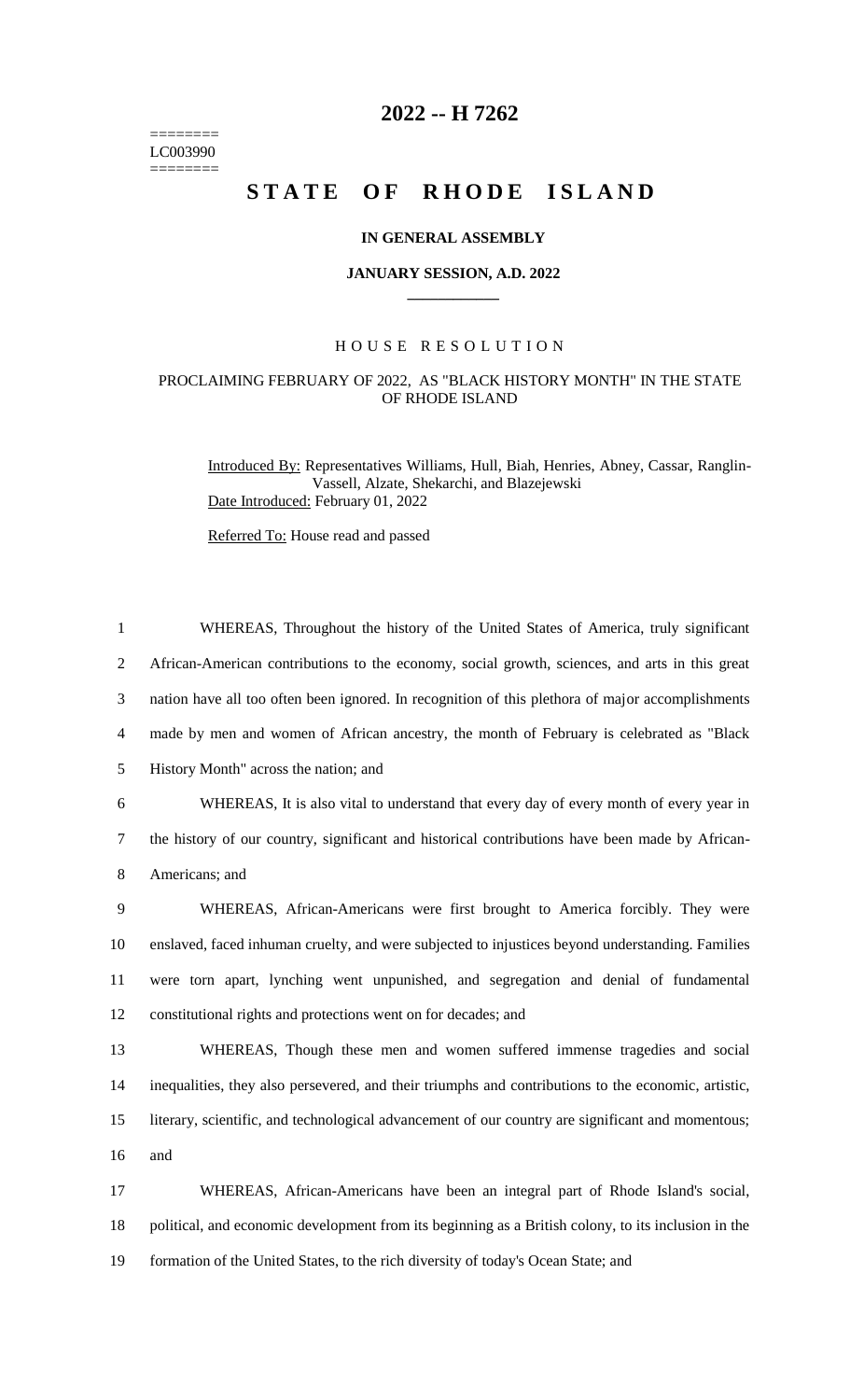# 2022 -- H 7262

========
LC003990
========

# STATE OF RHODE ISLAND

### IN GENERAL ASSEMBLY

### JANUARY SESSION, A.D. 2022

____________

## HOUSE RESOLUTION

### PROCLAIMING FEBRUARY OF 2022, AS "BLACK HISTORY MONTH" IN THE STATE OF RHODE ISLAND

Introduced By: Representatives Williams, Hull, Biah, Henries, Abney, Cassar, Ranglin-Vassell, Alzate, Shekarchi, and Blazejewski

Date Introduced: February 01, 2022

Referred To: House read and passed

1 WHEREAS, Throughout the history of the United States of America, truly significant
2 African-American contributions to the economy, social growth, sciences, and arts in this great
3 nation have all too often been ignored. In recognition of this plethora of major accomplishments
4 made by men and women of African ancestry, the month of February is celebrated as "Black
5 History Month" across the nation; and

6 WHEREAS, It is also vital to understand that every day of every month of every year in
7 the history of our country, significant and historical contributions have been made by African-
8 Americans; and

9 WHEREAS, African-Americans were first brought to America forcibly. They were
10 enslaved, faced inhuman cruelty, and were subjected to injustices beyond understanding. Families
11 were torn apart, lynching went unpunished, and segregation and denial of fundamental
12 constitutional rights and protections went on for decades; and

13 WHEREAS, Though these men and women suffered immense tragedies and social
14 inequalities, they also persevered, and their triumphs and contributions to the economic, artistic,
15 literary, scientific, and technological advancement of our country are significant and momentous;
16 and

17 WHEREAS, African-Americans have been an integral part of Rhode Island's social,
18 political, and economic development from its beginning as a British colony, to its inclusion in the
19 formation of the United States, to the rich diversity of today's Ocean State; and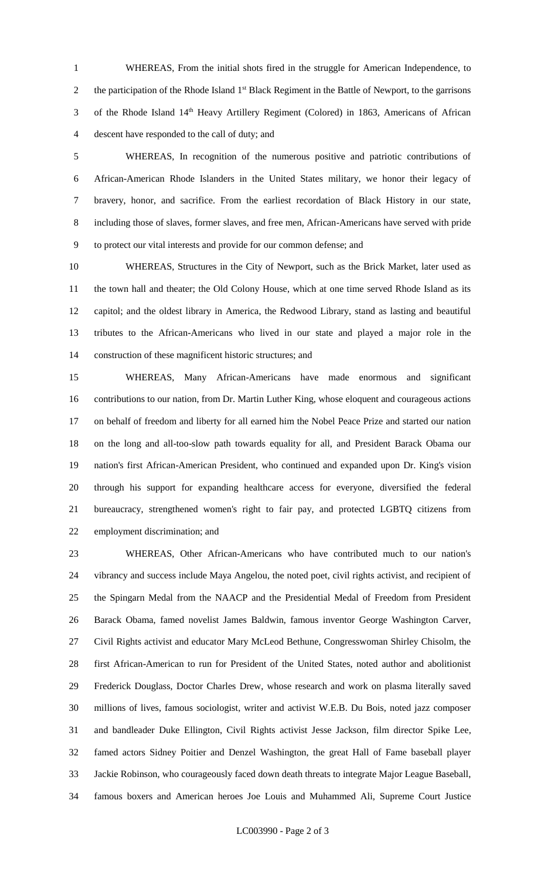WHEREAS, From the initial shots fired in the struggle for American Independence, to the participation of the Rhode Island 1st Black Regiment in the Battle of Newport, to the garrisons of the Rhode Island 14th Heavy Artillery Regiment (Colored) in 1863, Americans of African descent have responded to the call of duty; and

WHEREAS, In recognition of the numerous positive and patriotic contributions of African-American Rhode Islanders in the United States military, we honor their legacy of bravery, honor, and sacrifice. From the earliest recordation of Black History in our state, including those of slaves, former slaves, and free men, African-Americans have served with pride to protect our vital interests and provide for our common defense; and

WHEREAS, Structures in the City of Newport, such as the Brick Market, later used as the town hall and theater; the Old Colony House, which at one time served Rhode Island as its capitol; and the oldest library in America, the Redwood Library, stand as lasting and beautiful tributes to the African-Americans who lived in our state and played a major role in the construction of these magnificent historic structures; and

WHEREAS, Many African-Americans have made enormous and significant contributions to our nation, from Dr. Martin Luther King, whose eloquent and courageous actions on behalf of freedom and liberty for all earned him the Nobel Peace Prize and started our nation on the long and all-too-slow path towards equality for all, and President Barack Obama our nation's first African-American President, who continued and expanded upon Dr. King's vision through his support for expanding healthcare access for everyone, diversified the federal bureaucracy, strengthened women's right to fair pay, and protected LGBTQ citizens from employment discrimination; and

WHEREAS, Other African-Americans who have contributed much to our nation's vibrancy and success include Maya Angelou, the noted poet, civil rights activist, and recipient of the Spingarn Medal from the NAACP and the Presidential Medal of Freedom from President Barack Obama, famed novelist James Baldwin, famous inventor George Washington Carver, Civil Rights activist and educator Mary McLeod Bethune, Congresswoman Shirley Chisolm, the first African-American to run for President of the United States, noted author and abolitionist Frederick Douglass, Doctor Charles Drew, whose research and work on plasma literally saved millions of lives, famous sociologist, writer and activist W.E.B. Du Bois, noted jazz composer and bandleader Duke Ellington, Civil Rights activist Jesse Jackson, film director Spike Lee, famed actors Sidney Poitier and Denzel Washington, the great Hall of Fame baseball player Jackie Robinson, who courageously faced down death threats to integrate Major League Baseball, famous boxers and American heroes Joe Louis and Muhammed Ali, Supreme Court Justice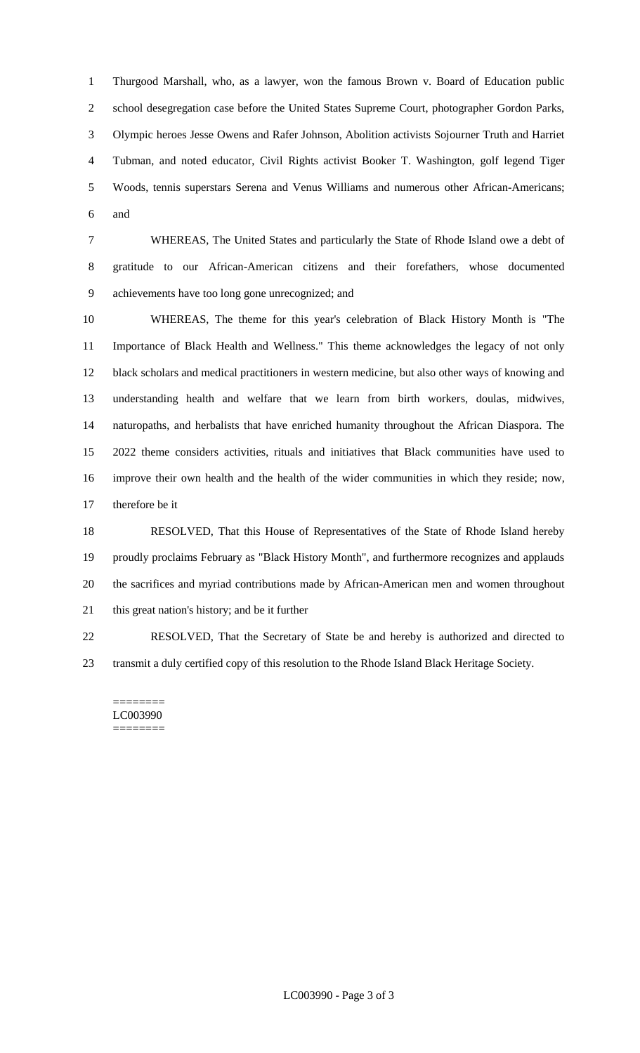Thurgood Marshall, who, as a lawyer, won the famous Brown v. Board of Education public school desegregation case before the United States Supreme Court, photographer Gordon Parks, Olympic heroes Jesse Owens and Rafer Johnson, Abolition activists Sojourner Truth and Harriet Tubman, and noted educator, Civil Rights activist Booker T. Washington, golf legend Tiger Woods, tennis superstars Serena and Venus Williams and numerous other African-Americans; and

WHEREAS, The United States and particularly the State of Rhode Island owe a debt of gratitude to our African-American citizens and their forefathers, whose documented achievements have too long gone unrecognized; and

WHEREAS, The theme for this year's celebration of Black History Month is "The Importance of Black Health and Wellness." This theme acknowledges the legacy of not only black scholars and medical practitioners in western medicine, but also other ways of knowing and understanding health and welfare that we learn from birth workers, doulas, midwives, naturopaths, and herbalists that have enriched humanity throughout the African Diaspora. The 2022 theme considers activities, rituals and initiatives that Black communities have used to improve their own health and the health of the wider communities in which they reside; now, therefore be it

RESOLVED, That this House of Representatives of the State of Rhode Island hereby proudly proclaims February as "Black History Month", and furthermore recognizes and applauds the sacrifices and myriad contributions made by African-American men and women throughout this great nation's history; and be it further

RESOLVED, That the Secretary of State be and hereby is authorized and directed to transmit a duly certified copy of this resolution to the Rhode Island Black Heritage Society.

========
LC003990
========